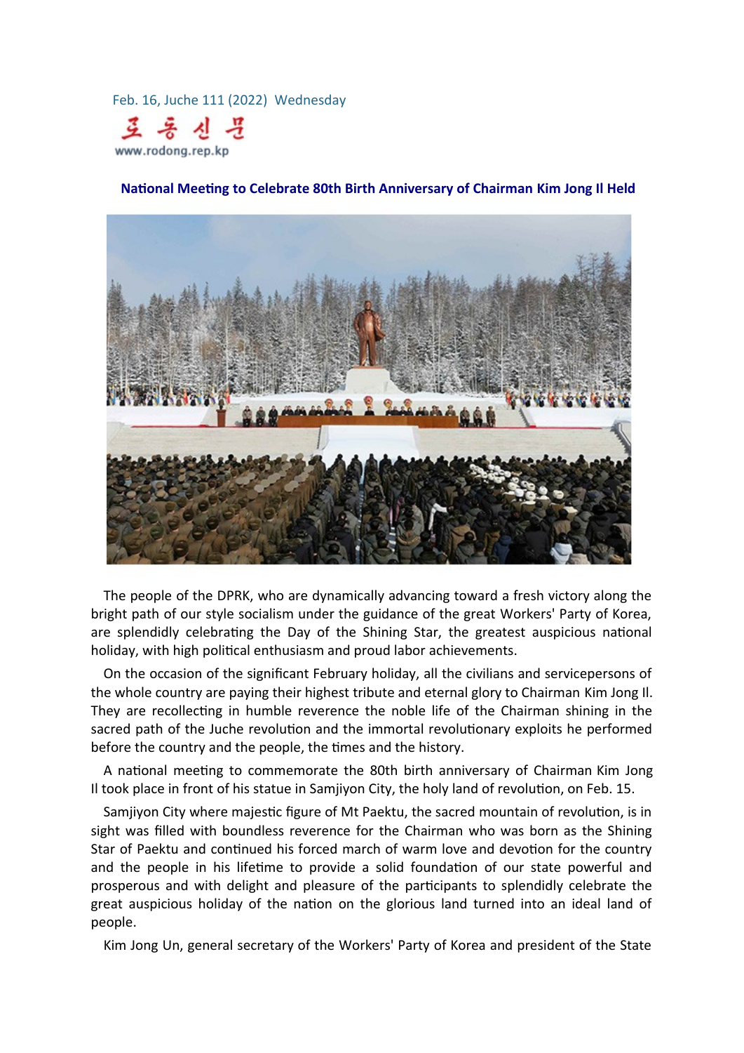Feb. 16, Juche 111 (2022) Wednesday

로동신문

www.rodong.rep.kp

## National Meeting to Celebrate 80th Birth Anniversary of Chairman Kim Jong Il Held

The people of the DPRK, who are dynamically advancing toward a fresh victory along the bright path of our style socialism under the guidance of the great Workers' Party of Korea, are splendidly celebrating the Day of the Shining Star, the greatest auspicious national holiday, with high political enthusiasm and proud labor achievements.

On the occasion of the significant February holiday, all the civilians and servicepersons of the whole country are paying their highest tribute and eternal glory to Chairman Kim Jong Il. They are recollecting in humble reverence the noble life of the Chairman shining in the sacred path of the Juche revolution and the immortal revolutionary exploits he performed before the country and the people, the times and the history.

A national meeting to commemorate the 80th birth anniversary of Chairman Kim Jong Il took place in front of his statue in Samjiyon City, the holy land of revolution, on Feb. 15.

Samjiyon City where majestic figure of Mt Paektu, the sacred mountain of revolution, is in sight was filled with boundless reverence for the Chairman who was born as the Shining Star of Paektu and continued his forced march of warm love and devotion for the country and the people in his lifetime to provide a solid foundation of our state powerful and prosperous and with delight and pleasure of the participants to splendidly celebrate the great auspicious holiday of the nation on the glorious land turned into an ideal land of people.

Kim Jong Un, general secretary of the Workers' Party of Korea and president of the State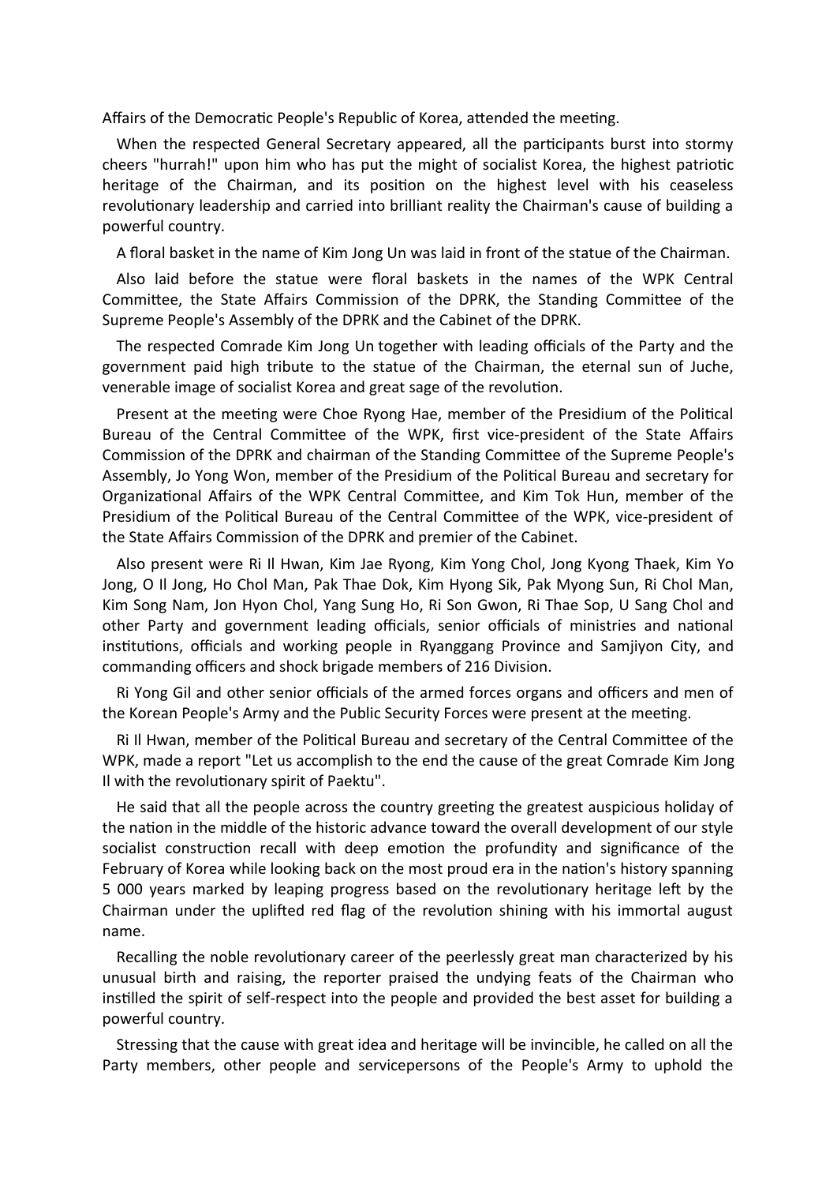Affairs of the Democratic People's Republic of Korea, attended the meeting.

When the respected General Secretary appeared, all the participants burst into stormy cheers "hurrah!" upon him who has put the might of socialist Korea, the highest patriotic heritage of the Chairman, and its position on the highest level with his ceaseless revolutionary leadership and carried into brilliant reality the Chairman's cause of building a powerful country.

A floral basket in the name of Kim Jong Un was laid in front of the statue of the Chairman.

Also laid before the statue were floral baskets in the names of the WPK Central Committee, the State Affairs Commission of the DPRK, the Standing Committee of the Supreme People's Assembly of the DPRK and the Cabinet of the DPRK.

The respected Comrade Kim Jong Un together with leading officials of the Party and the government paid high tribute to the statue of the Chairman, the eternal sun of Juche, venerable image of socialist Korea and great sage of the revolution.

Present at the meeting were Choe Ryong Hae, member of the Presidium of the Political Bureau of the Central Committee of the WPK, first vice-president of the State Affairs Commission of the DPRK and chairman of the Standing Committee of the Supreme People's Assembly, Jo Yong Won, member of the Presidium of the Political Bureau and secretary for Organizational Affairs of the WPK Central Committee, and Kim Tok Hun, member of the Presidium of the Political Bureau of the Central Committee of the WPK, vice-president of the State Affairs Commission of the DPRK and premier of the Cabinet.

Also present were Ri Il Hwan, Kim Jae Ryong, Kim Yong Chol, Jong Kyong Thaek, Kim Yo Jong, O Il Jong, Ho Chol Man, Pak Thae Dok, Kim Hyong Sik, Pak Myong Sun, Ri Chol Man, Kim Song Nam, Jon Hyon Chol, Yang Sung Ho, Ri Son Gwon, Ri Thae Sop, U Sang Chol and other Party and government leading officials, senior officials of ministries and national institutions, officials and working people in Ryanggang Province and Samjiyon City, and commanding officers and shock brigade members of 216 Division.

Ri Yong Gil and other senior officials of the armed forces organs and officers and men of the Korean People's Army and the Public Security Forces were present at the meeting.

Ri Il Hwan, member of the Political Bureau and secretary of the Central Committee of the WPK, made a report "Let us accomplish to the end the cause of the great Comrade Kim Jong Il with the revolutionary spirit of Paektu".

He said that all the people across the country greeting the greatest auspicious holiday of the nation in the middle of the historic advance toward the overall development of our style socialist construction recall with deep emotion the profundity and significance of the February of Korea while looking back on the most proud era in the nation's history spanning 5 000 years marked by leaping progress based on the revolutionary heritage left by the Chairman under the uplifted red flag of the revolution shining with his immortal august name.

Recalling the noble revolutionary career of the peerlessly great man characterized by his unusual birth and raising, the reporter praised the undying feats of the Chairman who instilled the spirit of self-respect into the people and provided the best asset for building a powerful country.

Stressing that the cause with great idea and heritage will be invincible, he called on all the Party members, other people and servicepersons of the People's Army to uphold the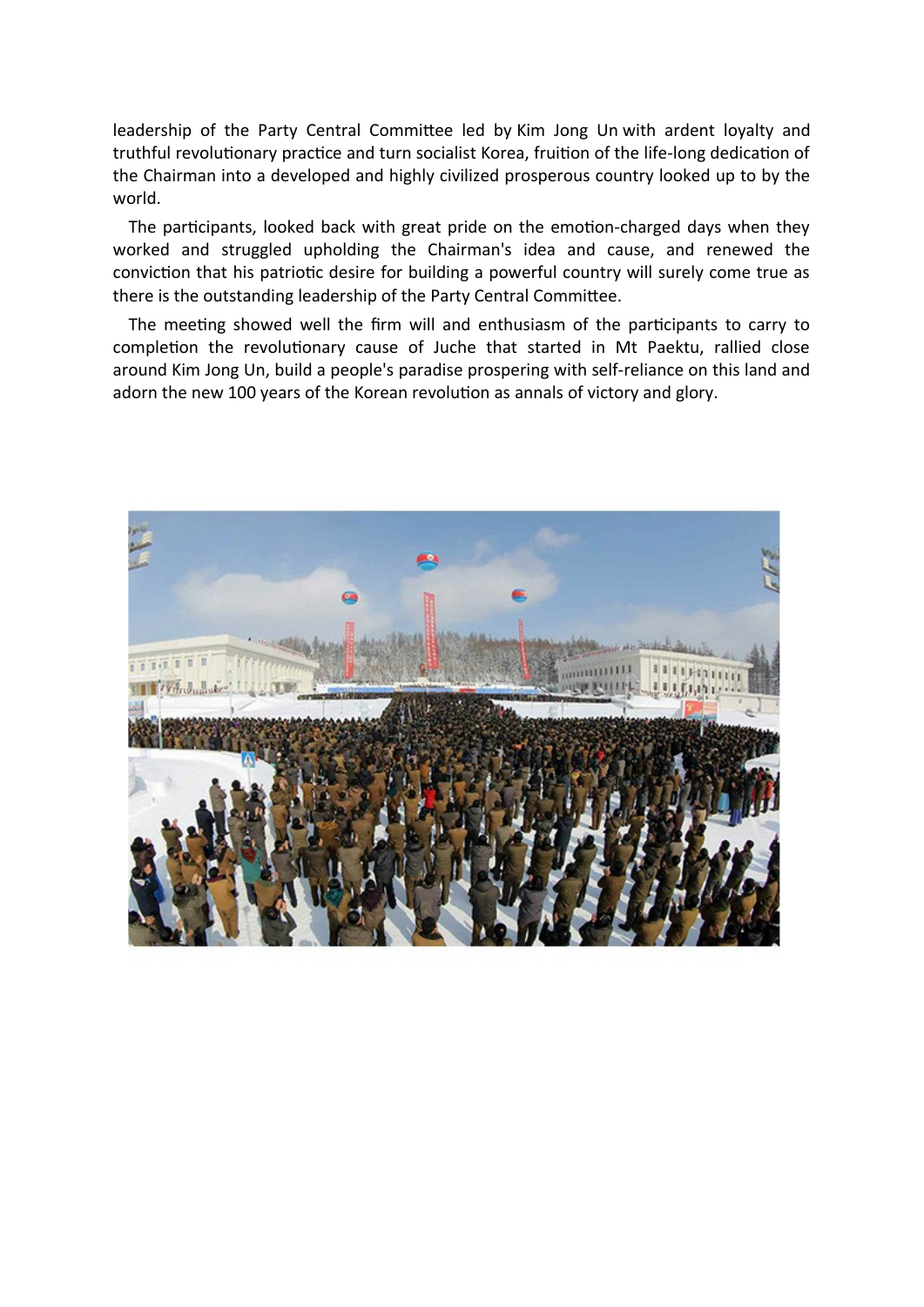leadership of the Party Central Committee led by Kim Jong Un with ardent loyalty and truthful revolutionary practice and turn socialist Korea, fruition of the life-long dedication of the Chairman into a developed and highly civilized prosperous country looked up to by the world.

The participants, looked back with great pride on the emotion-charged days when they worked and struggled upholding the Chairman's idea and cause, and renewed the conviction that his patriotic desire for building a powerful country will surely come true as there is the outstanding leadership of the Party Central Committee.

The meeting showed well the firm will and enthusiasm of the participants to carry to completion the revolutionary cause of Juche that started in Mt Paektu, rallied close around Kim Jong Un, build a people's paradise prospering with self-reliance on this land and adorn the new 100 years of the Korean revolution as annals of victory and glory.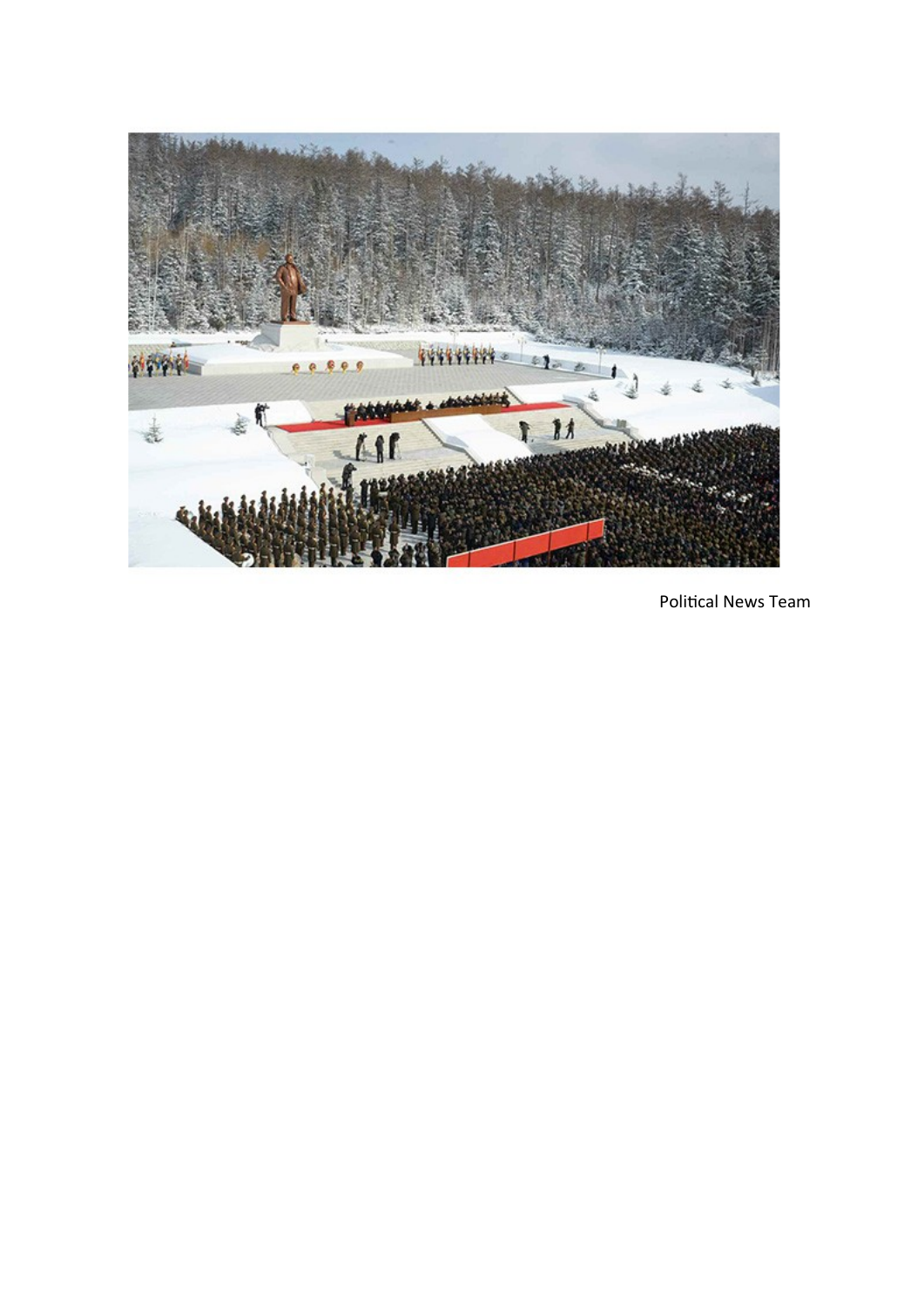Political News Team